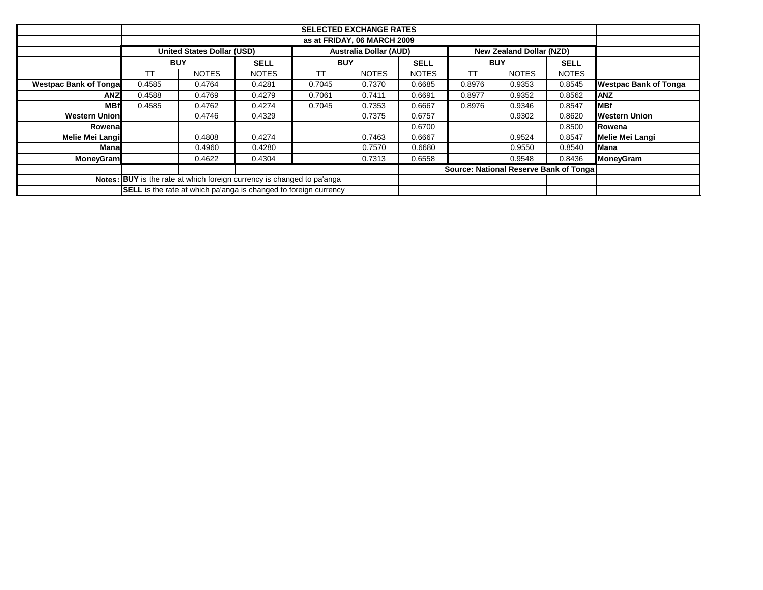| | SELECTED EXCHANGE RATES | | | | | | | | | |
|---|---|---|---|---|---|---|---|---|---|---|
| | as at FRIDAY, 06 MARCH 2009 | | | | | | | | | |
| | United States Dollar (USD) | | | Australia Dollar (AUD) | | | New Zealand Dollar (NZD) | | | |
| | BUY | | SELL | BUY | | SELL | BUY | | SELL | |
| | TT | NOTES | NOTES | TT | NOTES | NOTES | TT | NOTES | NOTES | |
| **Westpac Bank of Tonga** | 0.4585 | 0.4764 | 0.4281 | 0.7045 | 0.7370 | 0.6685 | 0.8976 | 0.9353 | 0.8545 | **Westpac Bank of Tonga** |
| **ANZ** | 0.4588 | 0.4769 | 0.4279 | 0.7061 | 0.7411 | 0.6691 | 0.8977 | 0.9352 | 0.8562 | **ANZ** |
| **MBf** | 0.4585 | 0.4762 | 0.4274 | 0.7045 | 0.7353 | 0.6667 | 0.8976 | 0.9346 | 0.8547 | **MBf** |
| **Western Union** | | 0.4746 | 0.4329 | | 0.7375 | 0.6757 | | 0.9302 | 0.8620 | **Western Union** |
| **Rowena** | | | | | | 0.6700 | | | 0.8500 | **Rowena** |
| **Melie Mei Langi** | | 0.4808 | 0.4274 | | 0.7463 | 0.6667 | | 0.9524 | 0.8547 | **Melie Mei Langi** |
| **Mana** | | 0.4960 | 0.4280 | | 0.7570 | 0.6680 | | 0.9550 | 0.8540 | **Mana** |
| **MoneyGram** | | 0.4622 | 0.4304 | | 0.7313 | 0.6558 | | 0.9548 | 0.8436 | **MoneyGram** |
| | | | | | | | **Source: National Reserve Bank of Tonga** | | | |
| **Notes:** | **BUY** is the rate at which foreign currency is changed to pa'anga | | | | | | | | | |
| | **SELL** is the rate at which pa'anga is changed to foreign currency | | | | | | | | | |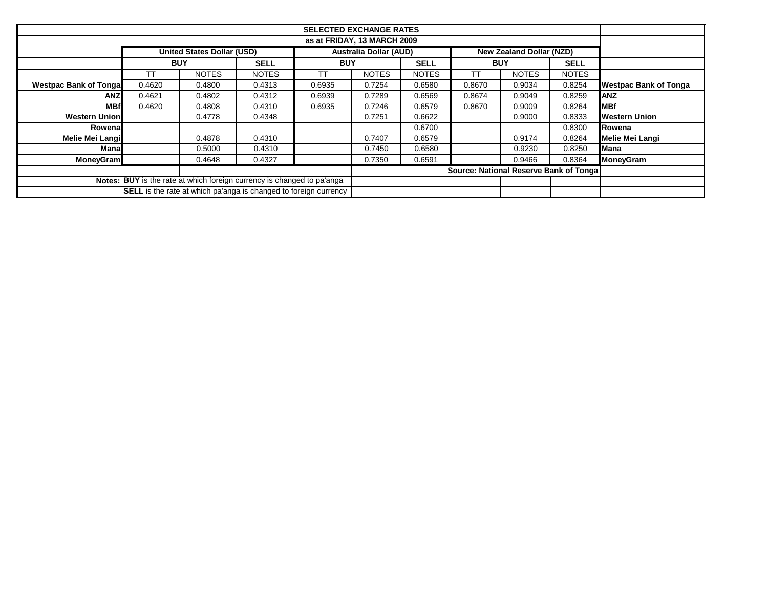| | SELECTED EXCHANGE RATES | | | | | | | | | |
|---|---|---|---|---|---|---|---|---|---|---|
| | as at FRIDAY, 13 MARCH 2009 | | | | | | | | | |
| | United States Dollar (USD) | | | Australia Dollar (AUD) | | | New Zealand Dollar (NZD) | | | |
| | BUY | | SELL | BUY | | SELL | BUY | | SELL | |
| | TT | NOTES | NOTES | TT | NOTES | NOTES | TT | NOTES | NOTES | |
| **Westpac Bank of Tonga** | 0.4620 | 0.4800 | 0.4313 | 0.6935 | 0.7254 | 0.6580 | 0.8670 | 0.9034 | 0.8254 | **Westpac Bank of Tonga** |
| **ANZ** | 0.4621 | 0.4802 | 0.4312 | 0.6939 | 0.7289 | 0.6569 | 0.8674 | 0.9049 | 0.8259 | **ANZ** |
| **MBf** | 0.4620 | 0.4808 | 0.4310 | 0.6935 | 0.7246 | 0.6579 | 0.8670 | 0.9009 | 0.8264 | **MBf** |
| **Western Union** | | 0.4778 | 0.4348 | | 0.7251 | 0.6622 | | 0.9000 | 0.8333 | **Western Union** |
| **Rowena** | | | | | | 0.6700 | | | 0.8300 | **Rowena** |
| **Melie Mei Langi** | | 0.4878 | 0.4310 | | 0.7407 | 0.6579 | | 0.9174 | 0.8264 | **Melie Mei Langi** |
| **Mana** | | 0.5000 | 0.4310 | | 0.7450 | 0.6580 | | 0.9230 | 0.8250 | **Mana** |
| **MoneyGram** | | 0.4648 | 0.4327 | | 0.7350 | 0.6591 | | 0.9466 | 0.8364 | **MoneyGram** |
| | | | | | | | **Source: National Reserve Bank of Tonga** | | | |
| **Notes:** | **BUY** is the rate at which foreign currency is changed to pa'anga | | | | | | | | | |
| | **SELL** is the rate at which pa'anga is changed to foreign currency | | | | | | | | | |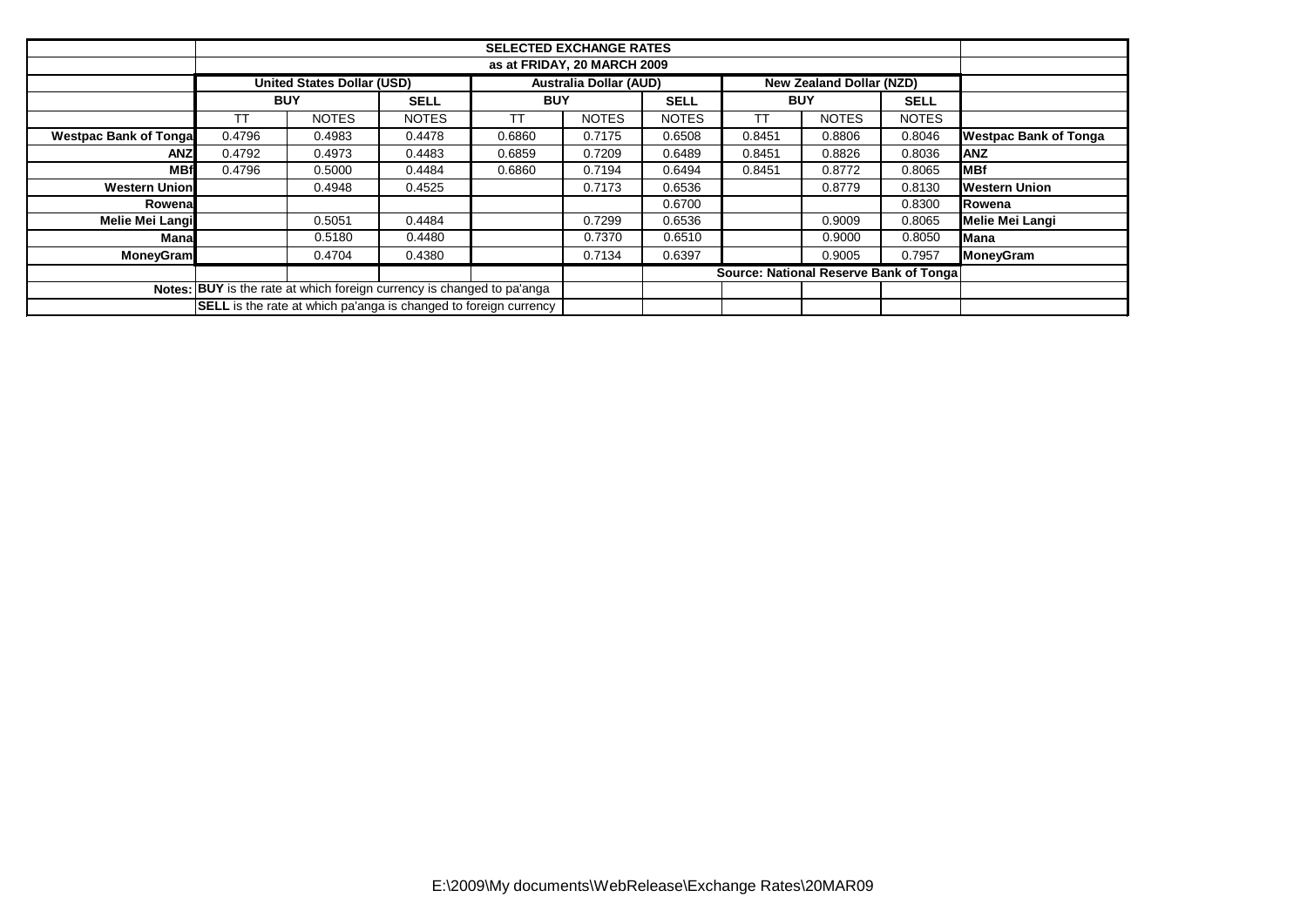| | SELECTED EXCHANGE RATES | | | | | | | | | |
|---|---|---|---|---|---|---|---|---|---|---|
| | as at FRIDAY, 20 MARCH 2009 | | | | | | | | | |
| | United States Dollar (USD) | | | Australia Dollar (AUD) | | | New Zealand Dollar (NZD) | | | |
| | BUY | | SELL | BUY | | SELL | BUY | | SELL | |
| | TT | NOTES | NOTES | TT | NOTES | NOTES | TT | NOTES | NOTES | |
| **Westpac Bank of Tonga** | 0.4796 | 0.4983 | 0.4478 | 0.6860 | 0.7175 | 0.6508 | 0.8451 | 0.8806 | 0.8046 | **Westpac Bank of Tonga** |
| **ANZ** | 0.4792 | 0.4973 | 0.4483 | 0.6859 | 0.7209 | 0.6489 | 0.8451 | 0.8826 | 0.8036 | **ANZ** |
| **MBf** | 0.4796 | 0.5000 | 0.4484 | 0.6860 | 0.7194 | 0.6494 | 0.8451 | 0.8772 | 0.8065 | **MBf** |
| **Western Union** | | 0.4948 | 0.4525 | | 0.7173 | 0.6536 | | 0.8779 | 0.8130 | **Western Union** |
| **Rowena** | | | | | | 0.6700 | | | 0.8300 | **Rowena** |
| **Melie Mei Langi** | | 0.5051 | 0.4484 | | 0.7299 | 0.6536 | | 0.9009 | 0.8065 | **Melie Mei Langi** |
| **Mana** | | 0.5180 | 0.4480 | | 0.7370 | 0.6510 | | 0.9000 | 0.8050 | **Mana** |
| **MoneyGram** | | 0.4704 | 0.4380 | | 0.7134 | 0.6397 | | 0.9005 | 0.7957 | **MoneyGram** |
| | | | | | | Source: National Reserve Bank of Tonga | | | | |
| Notes: | **BUY** is the rate at which foreign currency is changed to pa'anga | | | | | | | | | |
| | **SELL** is the rate at which pa'anga is changed to foreign currency | | | | | | | | | |

E:\2009\My documents\WebRelease\Exchange Rates\20MAR09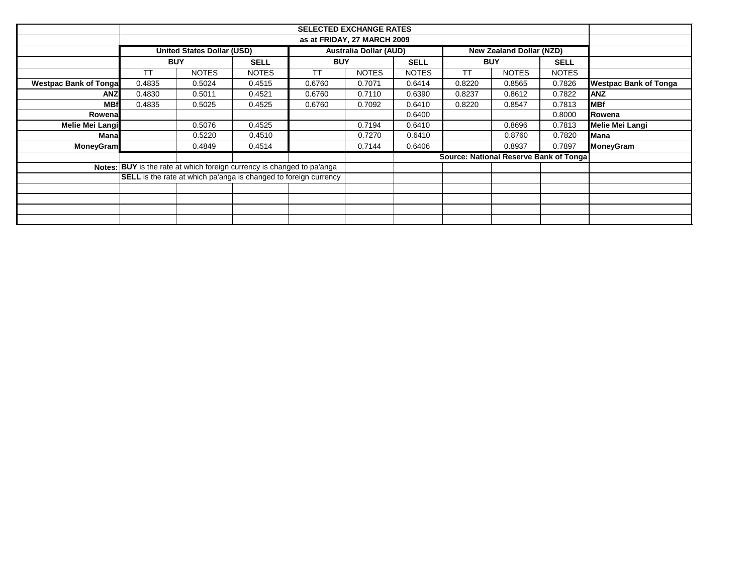| | SELECTED EXCHANGE RATES | | | | | | | | | |
|---|---|---|---|---|---|---|---|---|---|---|
| | as at FRIDAY, 27 MARCH 2009 | | | | | | | | | |
| | United States Dollar (USD) | | | Australia Dollar (AUD) | | | New Zealand Dollar (NZD) | | | |
| | BUY | | SELL | BUY | | SELL | BUY | | SELL | |
| | TT | NOTES | NOTES | TT | NOTES | NOTES | TT | NOTES | NOTES | |
| **Westpac Bank of Tonga** | 0.4835 | 0.5024 | 0.4515 | 0.6760 | 0.7071 | 0.6414 | 0.8220 | 0.8565 | 0.7826 | **Westpac Bank of Tonga** |
| **ANZ** | 0.4830 | 0.5011 | 0.4521 | 0.6760 | 0.7110 | 0.6390 | 0.8237 | 0.8612 | 0.7822 | **ANZ** |
| **MBf** | 0.4835 | 0.5025 | 0.4525 | 0.6760 | 0.7092 | 0.6410 | 0.8220 | 0.8547 | 0.7813 | **MBf** |
| **Rowena** | | | | | | 0.6400 | | | 0.8000 | **Rowena** |
| **Melie Mei Langi** | | 0.5076 | 0.4525 | | 0.7194 | 0.6410 | | 0.8696 | 0.7813 | **Melie Mei Langi** |
| **Mana** | | 0.5220 | 0.4510 | | 0.7270 | 0.6410 | | 0.8760 | 0.7820 | **Mana** |
| **MoneyGram** | | 0.4849 | 0.4514 | | 0.7144 | 0.6406 | | 0.8937 | 0.7897 | **MoneyGram** |

**Source: National Reserve Bank of Tonga**

**Notes:** **BUY** is the rate at which foreign currency is changed to pa'anga

**SELL** is the rate at which pa'anga is changed to foreign currency